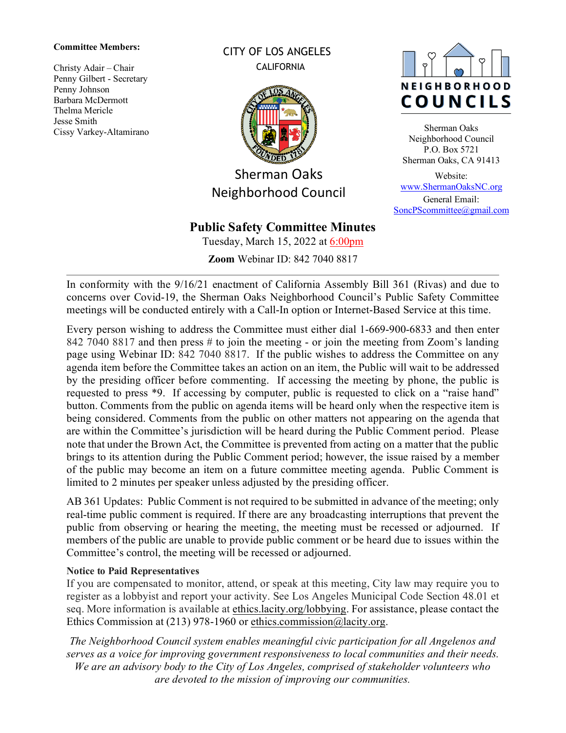**Committee Members:**

Christy Adair – Chair
Penny Gilbert - Secretary
Penny Johnson
Barbara McDermott
Thelma Mericle
Jesse Smith
Cissy Varkey-Altamirano

CITY OF LOS ANGELES
CALIFORNIA

Sherman Oaks
Neighborhood Council

NEIGHBORHOOD
COUNCILS

Sherman Oaks
Neighborhood Council
P.O. Box 5721
Sherman Oaks, CA 91413

Website:
www.ShermanOaksNC.org
General Email:
SoncPScommittee@gmail.com

# Public Safety Committee Minutes

Tuesday, March 15, 2022 at 6:00pm

**Zoom** Webinar ID: 842 7040 8817

---

In conformity with the 9/16/21 enactment of California Assembly Bill 361 (Rivas) and due to concerns over Covid-19, the Sherman Oaks Neighborhood Council's Public Safety Committee meetings will be conducted entirely with a Call-In option or Internet-Based Service at this time.

Every person wishing to address the Committee must either dial 1-669-900-6833 and then enter 842 7040 8817 and then press # to join the meeting - or join the meeting from Zoom's landing page using Webinar ID: 842 7040 8817. If the public wishes to address the Committee on any agenda item before the Committee takes an action on an item, the Public will wait to be addressed by the presiding officer before commenting. If accessing the meeting by phone, the public is requested to press *9. If accessing by computer, public is requested to click on a "raise hand" button. Comments from the public on agenda items will be heard only when the respective item is being considered. Comments from the public on other matters not appearing on the agenda that are within the Committee's jurisdiction will be heard during the Public Comment period. Please note that under the Brown Act, the Committee is prevented from acting on a matter that the public brings to its attention during the Public Comment period; however, the issue raised by a member of the public may become an item on a future committee meeting agenda. Public Comment is limited to 2 minutes per speaker unless adjusted by the presiding officer.

AB 361 Updates: Public Comment is not required to be submitted in advance of the meeting; only real-time public comment is required. If there are any broadcasting interruptions that prevent the public from observing or hearing the meeting, the meeting must be recessed or adjourned. If members of the public are unable to provide public comment or be heard due to issues within the Committee's control, the meeting will be recessed or adjourned.

**Notice to Paid Representatives**

If you are compensated to monitor, attend, or speak at this meeting, City law may require you to register as a lobbyist and report your activity. See Los Angeles Municipal Code Section 48.01 et seq. More information is available at ethics.lacity.org/lobbying. For assistance, please contact the Ethics Commission at (213) 978-1960 or ethics.commission@lacity.org.

*The Neighborhood Council system enables meaningful civic participation for all Angelenos and serves as a voice for improving government responsiveness to local communities and their needs. We are an advisory body to the City of Los Angeles, comprised of stakeholder volunteers who are devoted to the mission of improving our communities.*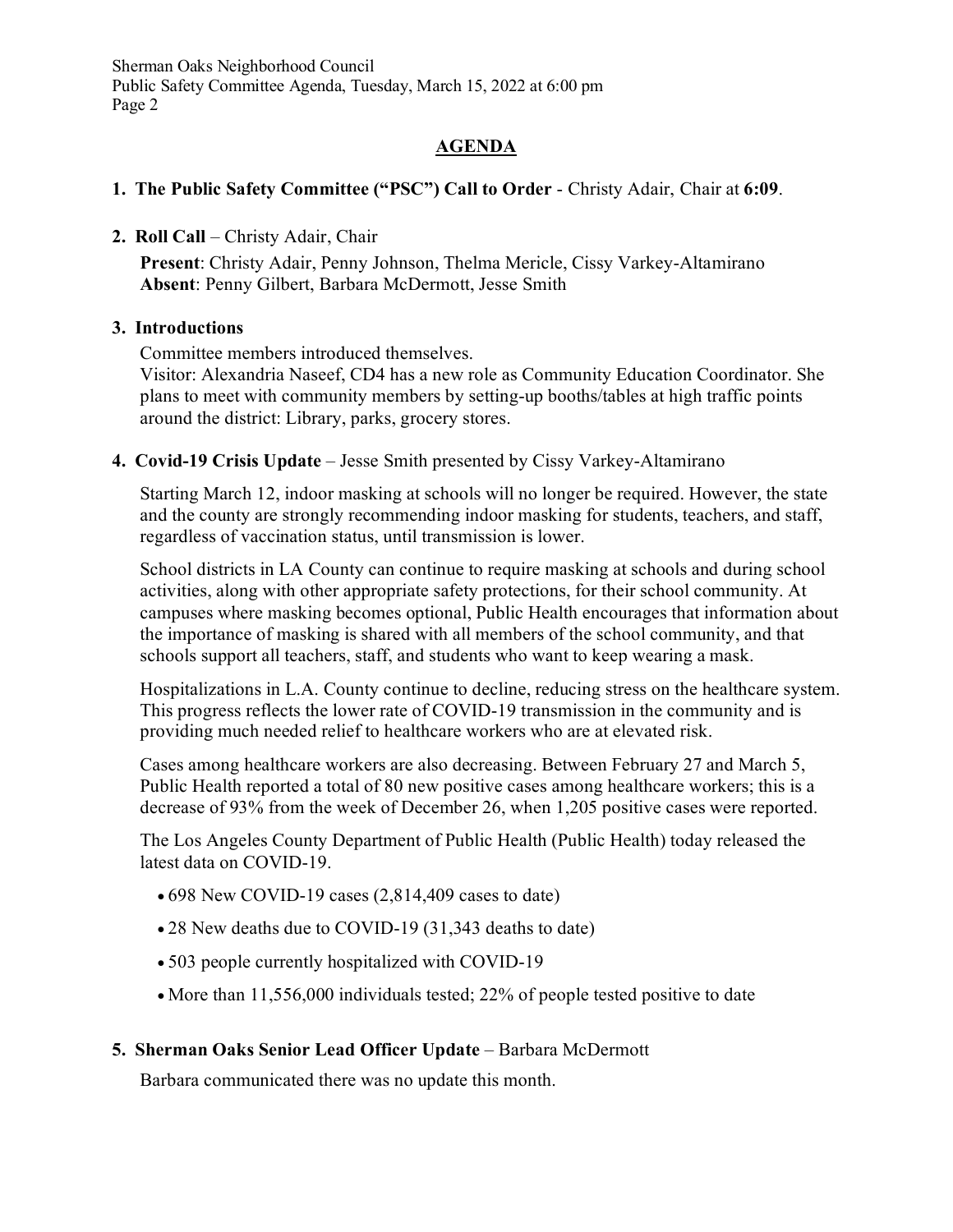## AGENDA

1. **The Public Safety Committee ("PSC") Call to Order** - Christy Adair, Chair at **6:09**.

2. **Roll Call** – Christy Adair, Chair

   **Present**: Christy Adair, Penny Johnson, Thelma Mericle, Cissy Varkey-Altamirano
   **Absent**: Penny Gilbert, Barbara McDermott, Jesse Smith

3. **Introductions**

   Committee members introduced themselves.
   Visitor: Alexandria Naseef, CD4 has a new role as Community Education Coordinator. She plans to meet with community members by setting-up booths/tables at high traffic points around the district: Library, parks, grocery stores.

4. **Covid-19 Crisis Update** – Jesse Smith presented by Cissy Varkey-Altamirano

   Starting March 12, indoor masking at schools will no longer be required. However, the state and the county are strongly recommending indoor masking for students, teachers, and staff, regardless of vaccination status, until transmission is lower.

   School districts in LA County can continue to require masking at schools and during school activities, along with other appropriate safety protections, for their school community. At campuses where masking becomes optional, Public Health encourages that information about the importance of masking is shared with all members of the school community, and that schools support all teachers, staff, and students who want to keep wearing a mask.

   Hospitalizations in L.A. County continue to decline, reducing stress on the healthcare system. This progress reflects the lower rate of COVID-19 transmission in the community and is providing much needed relief to healthcare workers who are at elevated risk.

   Cases among healthcare workers are also decreasing. Between February 27 and March 5, Public Health reported a total of 80 new positive cases among healthcare workers; this is a decrease of 93% from the week of December 26, when 1,205 positive cases were reported.

   The Los Angeles County Department of Public Health (Public Health) today released the latest data on COVID-19.

   - 698 New COVID-19 cases (2,814,409 cases to date)
   - 28 New deaths due to COVID-19 (31,343 deaths to date)
   - 503 people currently hospitalized with COVID-19
   - More than 11,556,000 individuals tested; 22% of people tested positive to date

5. **Sherman Oaks Senior Lead Officer Update** – Barbara McDermott

   Barbara communicated there was no update this month.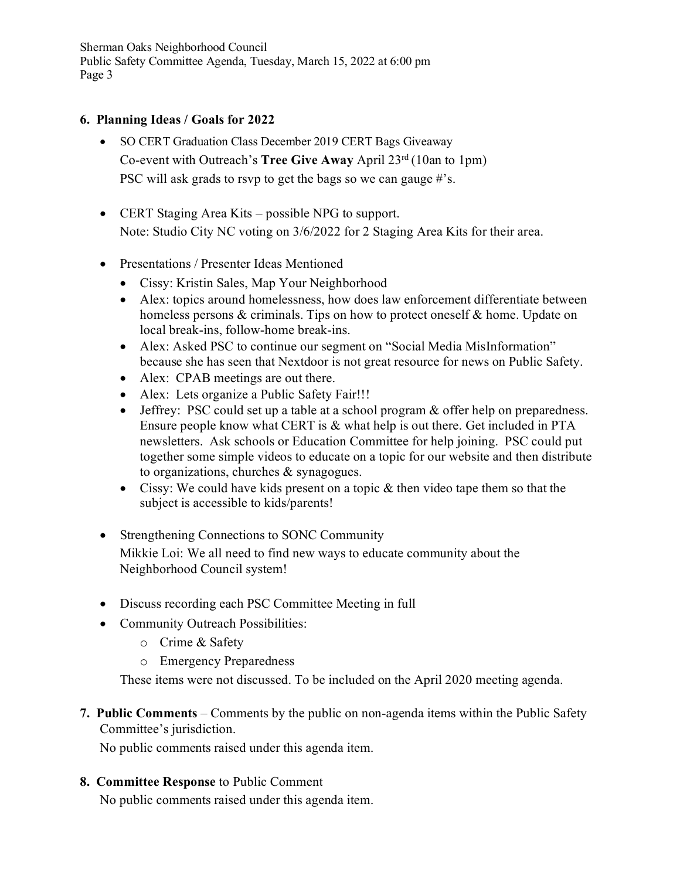## 6. Planning Ideas / Goals for 2022

- SO CERT Graduation Class December 2019 CERT Bags Giveaway
  Co-event with Outreach's **Tree Give Away** April 23rd (10an to 1pm)
  PSC will ask grads to rsvp to get the bags so we can gauge #'s.

- CERT Staging Area Kits – possible NPG to support.
  Note: Studio City NC voting on 3/6/2022 for 2 Staging Area Kits for their area.

- Presentations / Presenter Ideas Mentioned
  - Cissy: Kristin Sales, Map Your Neighborhood
  - Alex: topics around homelessness, how does law enforcement differentiate between homeless persons & criminals. Tips on how to protect oneself & home. Update on local break-ins, follow-home break-ins.
  - Alex: Asked PSC to continue our segment on "Social Media MisInformation" because she has seen that Nextdoor is not great resource for news on Public Safety.
  - Alex: CPAB meetings are out there.
  - Alex: Lets organize a Public Safety Fair!!!
  - Jeffrey: PSC could set up a table at a school program & offer help on preparedness. Ensure people know what CERT is & what help is out there. Get included in PTA newsletters. Ask schools or Education Committee for help joining. PSC could put together some simple videos to educate on a topic for our website and then distribute to organizations, churches & synagogues.
  - Cissy: We could have kids present on a topic & then video tape them so that the subject is accessible to kids/parents!

- Strengthening Connections to SONC Community
  Mikkie Loi: We all need to find new ways to educate community about the Neighborhood Council system!

- Discuss recording each PSC Committee Meeting in full
- Community Outreach Possibilities:
  - Crime & Safety
  - Emergency Preparedness

  These items were not discussed. To be included on the April 2020 meeting agenda.

## 7. **Public Comments** – Comments by the public on non-agenda items within the Public Safety Committee's jurisdiction.

No public comments raised under this agenda item.

## 8. **Committee Response** to Public Comment

No public comments raised under this agenda item.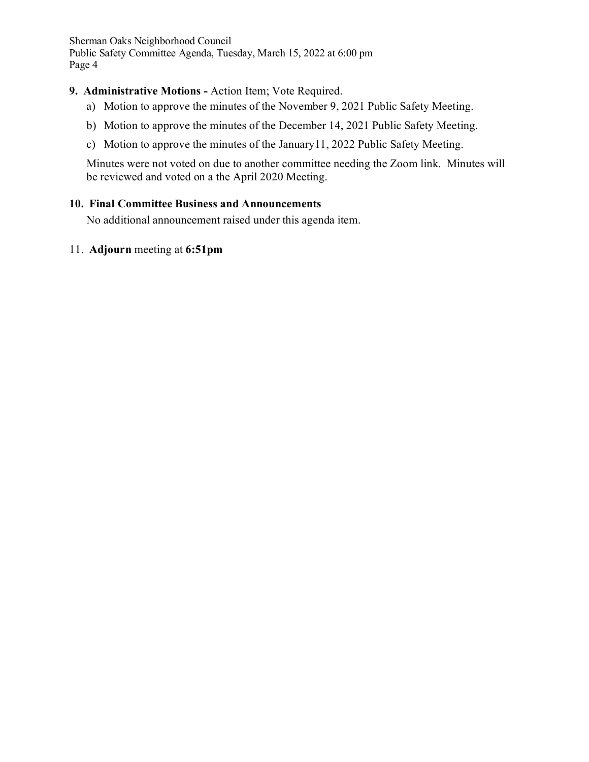**9. Administrative Motions -** Action Item; Vote Required.

a) Motion to approve the minutes of the November 9, 2021 Public Safety Meeting.

b) Motion to approve the minutes of the December 14, 2021 Public Safety Meeting.

c) Motion to approve the minutes of the January11, 2022 Public Safety Meeting.

Minutes were not voted on due to another committee needing the Zoom link. Minutes will be reviewed and voted on a the April 2020 Meeting.

**10. Final Committee Business and Announcements**

No additional announcement raised under this agenda item.

11. **Adjourn** meeting at **6:51pm**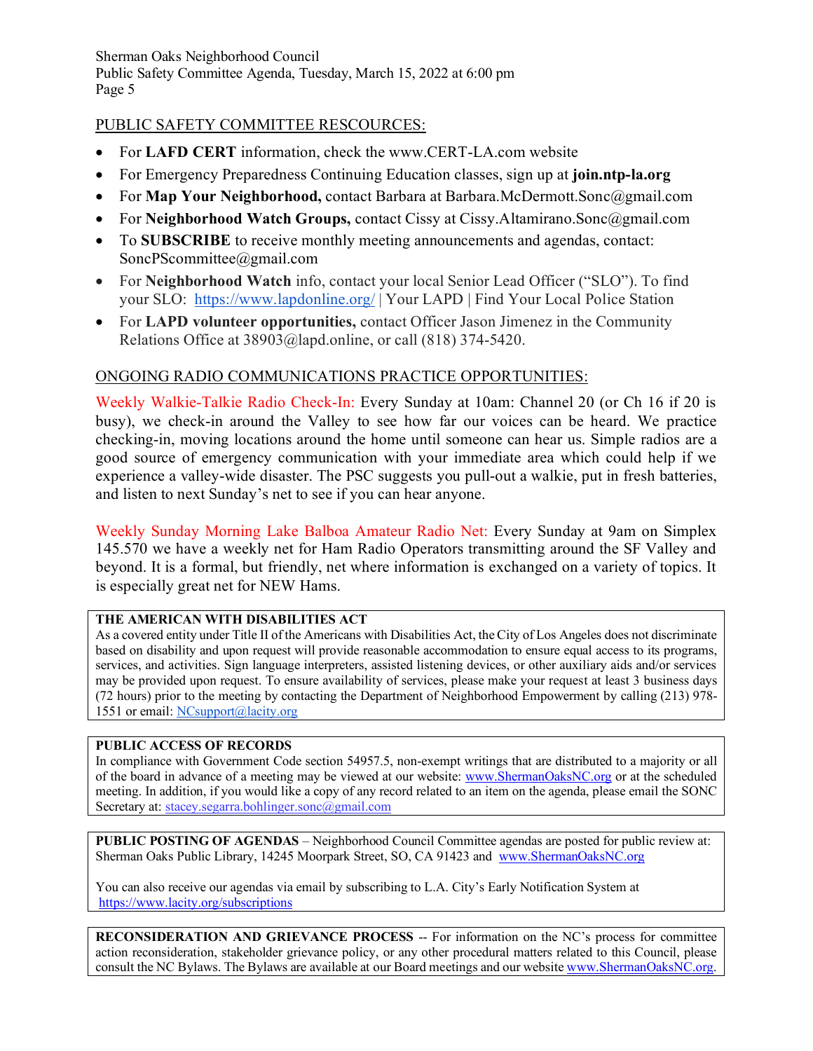## PUBLIC SAFETY COMMITTEE RESCOURCES:

- For **LAFD CERT** information, check the www.CERT-LA.com website
- For Emergency Preparedness Continuing Education classes, sign up at **join.ntp-la.org**
- For **Map Your Neighborhood,** contact Barbara at Barbara.McDermott.Sonc@gmail.com
- For **Neighborhood Watch Groups,** contact Cissy at Cissy.Altamirano.Sonc@gmail.com
- To **SUBSCRIBE** to receive monthly meeting announcements and agendas, contact: SoncPScommittee@gmail.com
- For **Neighborhood Watch** info, contact your local Senior Lead Officer ("SLO"). To find your SLO: https://www.lapdonline.org/ | Your LAPD | Find Your Local Police Station
- For **LAPD volunteer opportunities,** contact Officer Jason Jimenez in the Community Relations Office at 38903@lapd.online, or call (818) 374-5420.

## ONGOING RADIO COMMUNICATIONS PRACTICE OPPORTUNITIES:

Weekly Walkie-Talkie Radio Check-In: Every Sunday at 10am: Channel 20 (or Ch 16 if 20 is busy), we check-in around the Valley to see how far our voices can be heard. We practice checking-in, moving locations around the home until someone can hear us. Simple radios are a good source of emergency communication with your immediate area which could help if we experience a valley-wide disaster. The PSC suggests you pull-out a walkie, put in fresh batteries, and listen to next Sunday's net to see if you can hear anyone.

Weekly Sunday Morning Lake Balboa Amateur Radio Net: Every Sunday at 9am on Simplex 145.570 we have a weekly net for Ham Radio Operators transmitting around the SF Valley and beyond. It is a formal, but friendly, net where information is exchanged on a variety of topics. It is especially great net for NEW Hams.

**THE AMERICAN WITH DISABILITIES ACT**
As a covered entity under Title II of the Americans with Disabilities Act, the City of Los Angeles does not discriminate based on disability and upon request will provide reasonable accommodation to ensure equal access to its programs, services, and activities. Sign language interpreters, assisted listening devices, or other auxiliary aids and/or services may be provided upon request. To ensure availability of services, please make your request at least 3 business days (72 hours) prior to the meeting by contacting the Department of Neighborhood Empowerment by calling (213) 978-1551 or email: NCsupport@lacity.org

**PUBLIC ACCESS OF RECORDS**
In compliance with Government Code section 54957.5, non-exempt writings that are distributed to a majority or all of the board in advance of a meeting may be viewed at our website: www.ShermanOaksNC.org or at the scheduled meeting. In addition, if you would like a copy of any record related to an item on the agenda, please email the SONC Secretary at: stacey.segarra.bohlinger.sonc@gmail.com

**PUBLIC POSTING OF AGENDAS** – Neighborhood Council Committee agendas are posted for public review at: Sherman Oaks Public Library, 14245 Moorpark Street, SO, CA 91423 and www.ShermanOaksNC.org

You can also receive our agendas via email by subscribing to L.A. City's Early Notification System at https://www.lacity.org/subscriptions

**RECONSIDERATION AND GRIEVANCE PROCESS** -- For information on the NC's process for committee action reconsideration, stakeholder grievance policy, or any other procedural matters related to this Council, please consult the NC Bylaws. The Bylaws are available at our Board meetings and our website www.ShermanOaksNC.org.